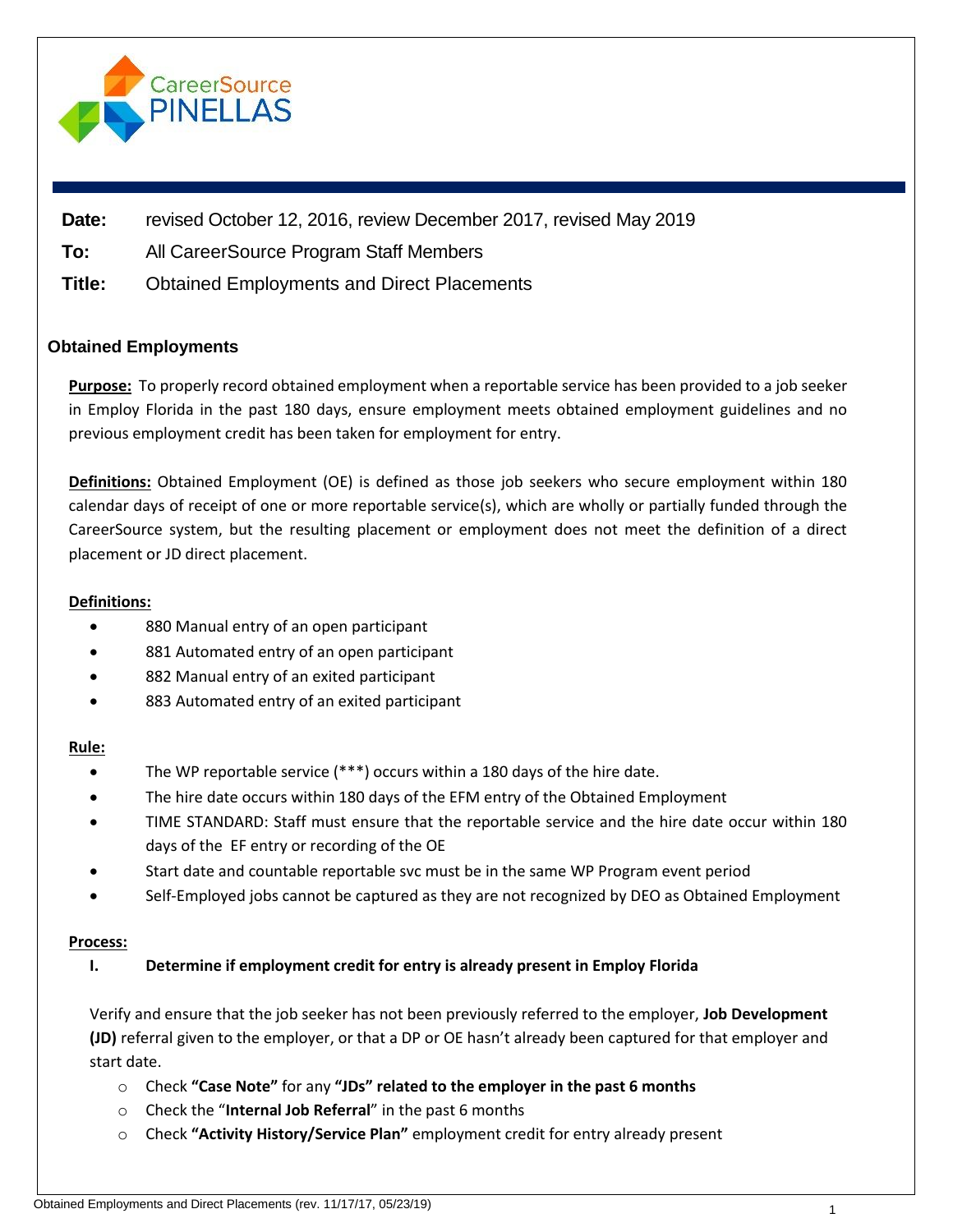CareerSource PINELLAS

**Date:** revised October 12, 2016, review December 2017, revised May 2019

**To:** All CareerSource Program Staff Members

**Title:** Obtained Employments and Direct Placements

## Obtained Employments

**Purpose:** To properly record obtained employment when a reportable service has been provided to a job seeker in Employ Florida in the past 180 days, ensure employment meets obtained employment guidelines and no previous employment credit has been taken for employment for entry.

**Definitions:** Obtained Employment (OE) is defined as those job seekers who secure employment within 180 calendar days of receipt of one or more reportable service(s), which are wholly or partially funded through the CareerSource system, but the resulting placement or employment does not meet the definition of a direct placement or JD direct placement.

**Definitions:**

- 880 Manual entry of an open participant
- 881 Automated entry of an open participant
- 882 Manual entry of an exited participant
- 883 Automated entry of an exited participant

**Rule:**

- The WP reportable service (***) occurs within a 180 days of the hire date.
- The hire date occurs within 180 days of the EFM entry of the Obtained Employment
- TIME STANDARD: Staff must ensure that the reportable service and the hire date occur within 180 days of the EF entry or recording of the OE
- Start date and countable reportable svc must be in the same WP Program event period
- Self-Employed jobs cannot be captured as they are not recognized by DEO as Obtained Employment

**Process:**

**I. Determine if employment credit for entry is already present in Employ Florida**

Verify and ensure that the job seeker has not been previously referred to the employer, **Job Development (JD)** referral given to the employer, or that a DP or OE hasn't already been captured for that employer and start date.

- Check **"Case Note"** for any **"JDs" related to the employer in the past 6 months**
- Check the "**Internal Job Referral**" in the past 6 months
- Check **"Activity History/Service Plan"** employment credit for entry already present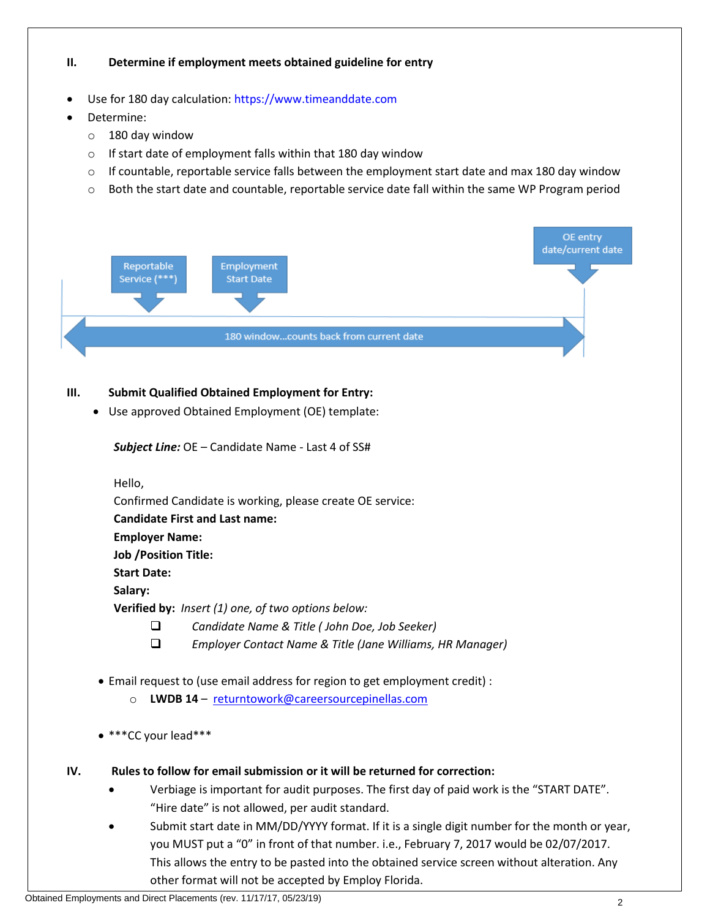## II. Determine if employment meets obtained guideline for entry

- Use for 180 day calculation: https://www.timeanddate.com
- Determine:
  - 180 day window
  - If start date of employment falls within that 180 day window
  - If countable, reportable service falls between the employment start date and max 180 day window
  - Both the start date and countable, reportable service date fall within the same WP Program period

Reportable Service (***) — Employment Start Date — OE entry date/current date

180 window...counts back from current date

## III. Submit Qualified Obtained Employment for Entry:

- Use approved Obtained Employment (OE) template:

  ***Subject Line:*** OE – Candidate Name - Last 4 of SS#

  Hello,
  Confirmed Candidate is working, please create OE service:
  **Candidate First and Last name:**
  **Employer Name:**
  **Job /Position Title:**
  **Start Date:**
  **Salary:**
  **Verified by:** *Insert (1) one, of two options below:*
  - ❑ *Candidate Name & Title ( John Doe, Job Seeker)*
  - ❑ *Employer Contact Name & Title (Jane Williams, HR Manager)*

- Email request to (use email address for region to get employment credit) :
  - **LWDB 14** – returntowork@careersourcepinellas.com

- ***CC your lead***

## IV. Rules to follow for email submission or it will be returned for correction:

- Verbiage is important for audit purposes. The first day of paid work is the "START DATE". "Hire date" is not allowed, per audit standard.
- Submit start date in MM/DD/YYYY format. If it is a single digit number for the month or year, you MUST put a "0" in front of that number. i.e., February 7, 2017 would be 02/07/2017. This allows the entry to be pasted into the obtained service screen without alteration. Any other format will not be accepted by Employ Florida.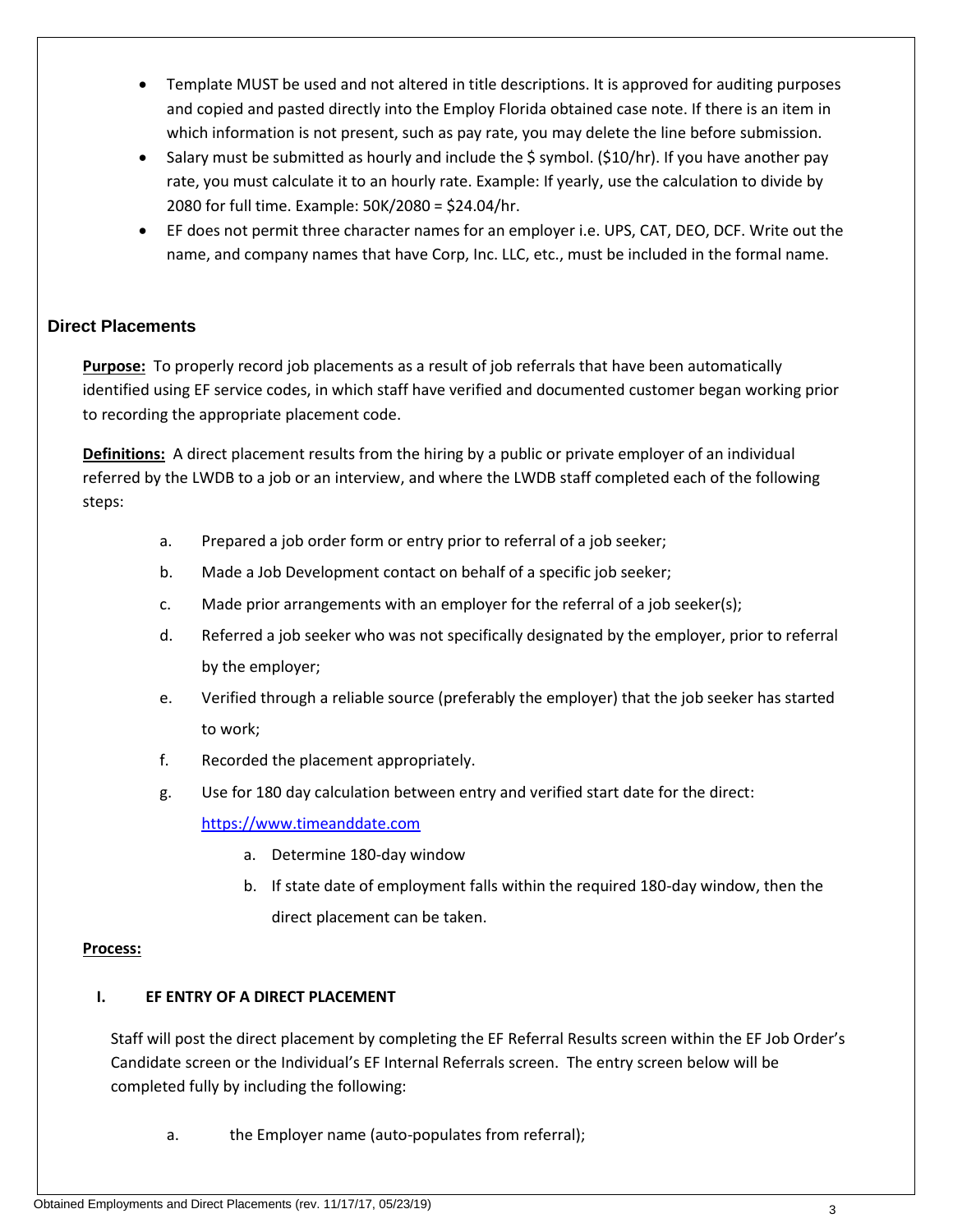- Template MUST be used and not altered in title descriptions. It is approved for auditing purposes and copied and pasted directly into the Employ Florida obtained case note. If there is an item in which information is not present, such as pay rate, you may delete the line before submission.
- Salary must be submitted as hourly and include the $ symbol. ($10/hr). If you have another pay rate, you must calculate it to an hourly rate. Example: If yearly, use the calculation to divide by 2080 for full time. Example: 50K/2080 = $24.04/hr.
- EF does not permit three character names for an employer i.e. UPS, CAT, DEO, DCF. Write out the name, and company names that have Corp, Inc. LLC, etc., must be included in the formal name.

## Direct Placements

**Purpose:** To properly record job placements as a result of job referrals that have been automatically identified using EF service codes, in which staff have verified and documented customer began working prior to recording the appropriate placement code.

**Definitions:** A direct placement results from the hiring by a public or private employer of an individual referred by the LWDB to a job or an interview, and where the LWDB staff completed each of the following steps:

a. Prepared a job order form or entry prior to referral of a job seeker;

b. Made a Job Development contact on behalf of a specific job seeker;

c. Made prior arrangements with an employer for the referral of a job seeker(s);

d. Referred a job seeker who was not specifically designated by the employer, prior to referral by the employer;

e. Verified through a reliable source (preferably the employer) that the job seeker has started to work;

f. Recorded the placement appropriately.

g. Use for 180 day calculation between entry and verified start date for the direct: https://www.timeanddate.com

   a. Determine 180-day window

   b. If state date of employment falls within the required 180-day window, then the direct placement can be taken.

**Process:**

**I. EF ENTRY OF A DIRECT PLACEMENT**

Staff will post the direct placement by completing the EF Referral Results screen within the EF Job Order's Candidate screen or the Individual's EF Internal Referrals screen. The entry screen below will be completed fully by including the following:

a. the Employer name (auto-populates from referral);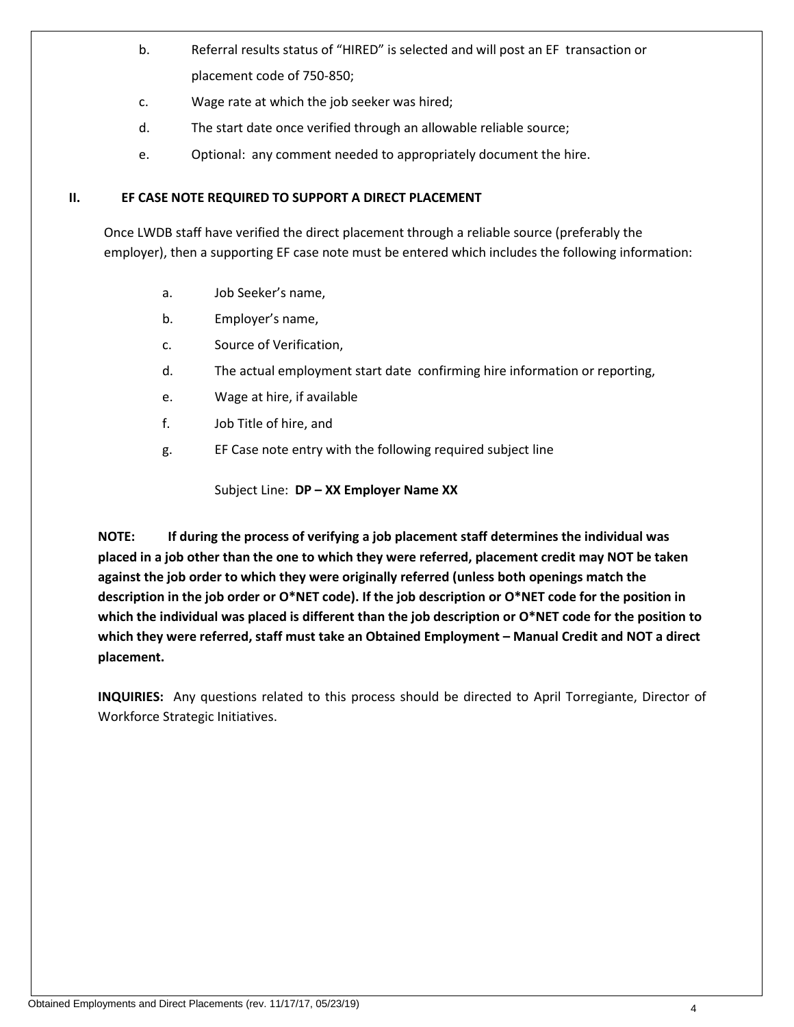b. Referral results status of "HIRED" is selected and will post an EF transaction or placement code of 750-850;

c. Wage rate at which the job seeker was hired;

d. The start date once verified through an allowable reliable source;

e. Optional: any comment needed to appropriately document the hire.

## II. EF CASE NOTE REQUIRED TO SUPPORT A DIRECT PLACEMENT

Once LWDB staff have verified the direct placement through a reliable source (preferably the employer), then a supporting EF case note must be entered which includes the following information:

a. Job Seeker's name,

b. Employer's name,

c. Source of Verification,

d. The actual employment start date confirming hire information or reporting,

e. Wage at hire, if available

f. Job Title of hire, and

g. EF Case note entry with the following required subject line

Subject Line: **DP – XX Employer Name XX**

**NOTE: If during the process of verifying a job placement staff determines the individual was placed in a job other than the one to which they were referred, placement credit may NOT be taken against the job order to which they were originally referred (unless both openings match the description in the job order or O*NET code). If the job description or O*NET code for the position in which the individual was placed is different than the job description or O*NET code for the position to which they were referred, staff must take an Obtained Employment – Manual Credit and NOT a direct placement.**

**INQUIRIES:** Any questions related to this process should be directed to April Torregiante, Director of Workforce Strategic Initiatives.